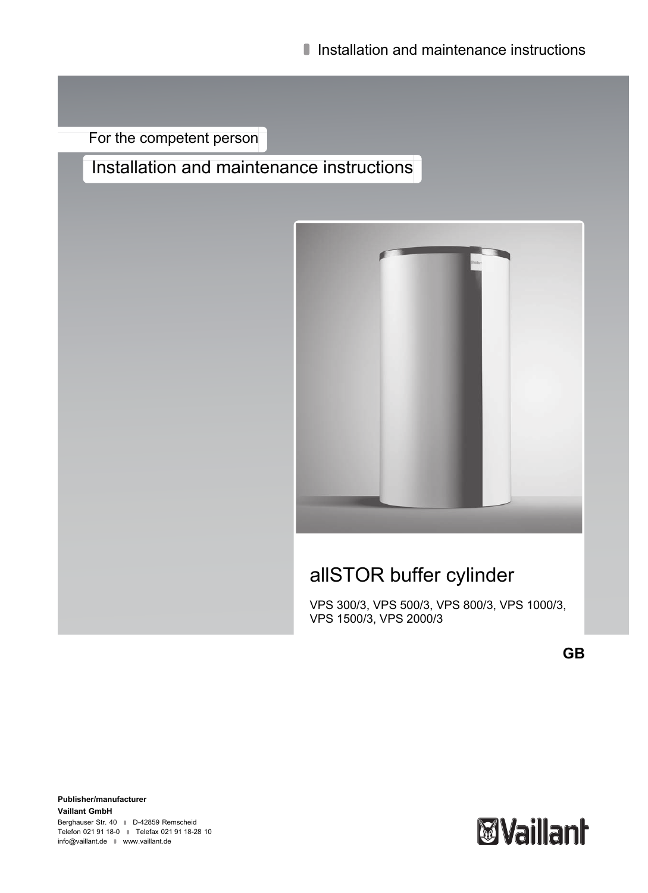Installation and maintenance instructions

For the competent person

# Installation and maintenance instructions

## allSTOR buffer cylinder

VPS 300/3, VPS 500/3, VPS 800/3, VPS 1000/3, VPS 1500/3, VPS 2000/3

**GB**

**Publisher/manufacturer**

**Vaillant GmbH**

Berghauser Str. 40 D-42859 Remscheid

Telefon 021 91 18-0 Telefax 021 91 18-28 10

info@vaillant.de www.vaillant.de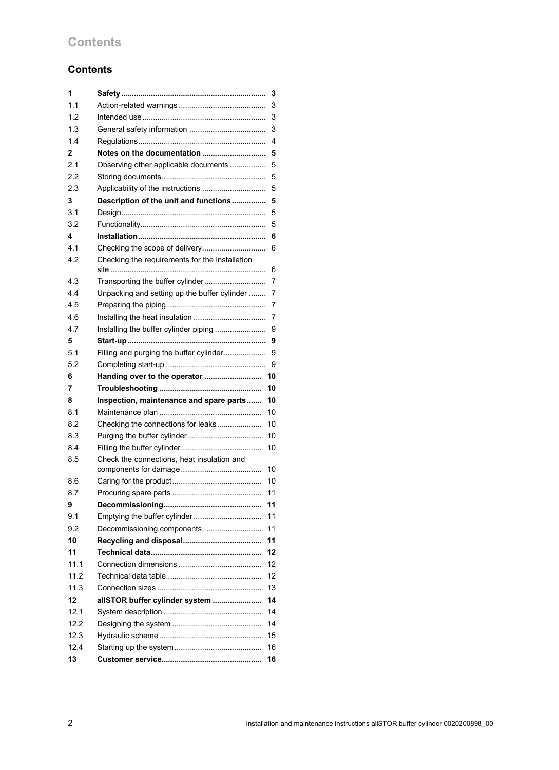# Contents

| | | |
|---|---|---|
| **1** | **Safety** | **3** |
| 1.1 | Action-related warnings | 3 |
| 1.2 | Intended use | 3 |
| 1.3 | General safety information | 3 |
| 1.4 | Regulations | 4 |
| **2** | **Notes on the documentation** | **5** |
| 2.1 | Observing other applicable documents | 5 |
| 2.2 | Storing documents | 5 |
| 2.3 | Applicability of the instructions | 5 |
| **3** | **Description of the unit and functions** | **5** |
| 3.1 | Design | 5 |
| 3.2 | Functionality | 5 |
| **4** | **Installation** | **6** |
| 4.1 | Checking the scope of delivery | 6 |
| 4.2 | Checking the requirements for the installation site | 6 |
| 4.3 | Transporting the buffer cylinder | 7 |
| 4.4 | Unpacking and setting up the buffer cylinder | 7 |
| 4.5 | Preparing the piping | 7 |
| 4.6 | Installing the heat insulation | 7 |
| 4.7 | Installing the buffer cylinder piping | 9 |
| **5** | **Start-up** | **9** |
| 5.1 | Filling and purging the buffer cylinder | 9 |
| 5.2 | Completing start-up | 9 |
| **6** | **Handing over to the operator** | **10** |
| **7** | **Troubleshooting** | **10** |
| **8** | **Inspection, maintenance and spare parts** | **10** |
| 8.1 | Maintenance plan | 10 |
| 8.2 | Checking the connections for leaks | 10 |
| 8.3 | Purging the buffer cylinder | 10 |
| 8.4 | Filling the buffer cylinder | 10 |
| 8.5 | Check the connections, heat insulation and components for damage | 10 |
| 8.6 | Caring for the product | 10 |
| 8.7 | Procuring spare parts | 11 |
| **9** | **Decommissioning** | **11** |
| 9.1 | Emptying the buffer cylinder | 11 |
| 9.2 | Decommissioning components | 11 |
| **10** | **Recycling and disposal** | **11** |
| **11** | **Technical data** | **12** |
| 11.1 | Connection dimensions | 12 |
| 11.2 | Technical data table | 12 |
| 11.3 | Connection sizes | 13 |
| **12** | **allSTOR buffer cylinder system** | **14** |
| 12.1 | System description | 14 |
| 12.2 | Designing the system | 14 |
| 12.3 | Hydraulic scheme | 15 |
| 12.4 | Starting up the system | 16 |
| **13** | **Customer service** | **16** |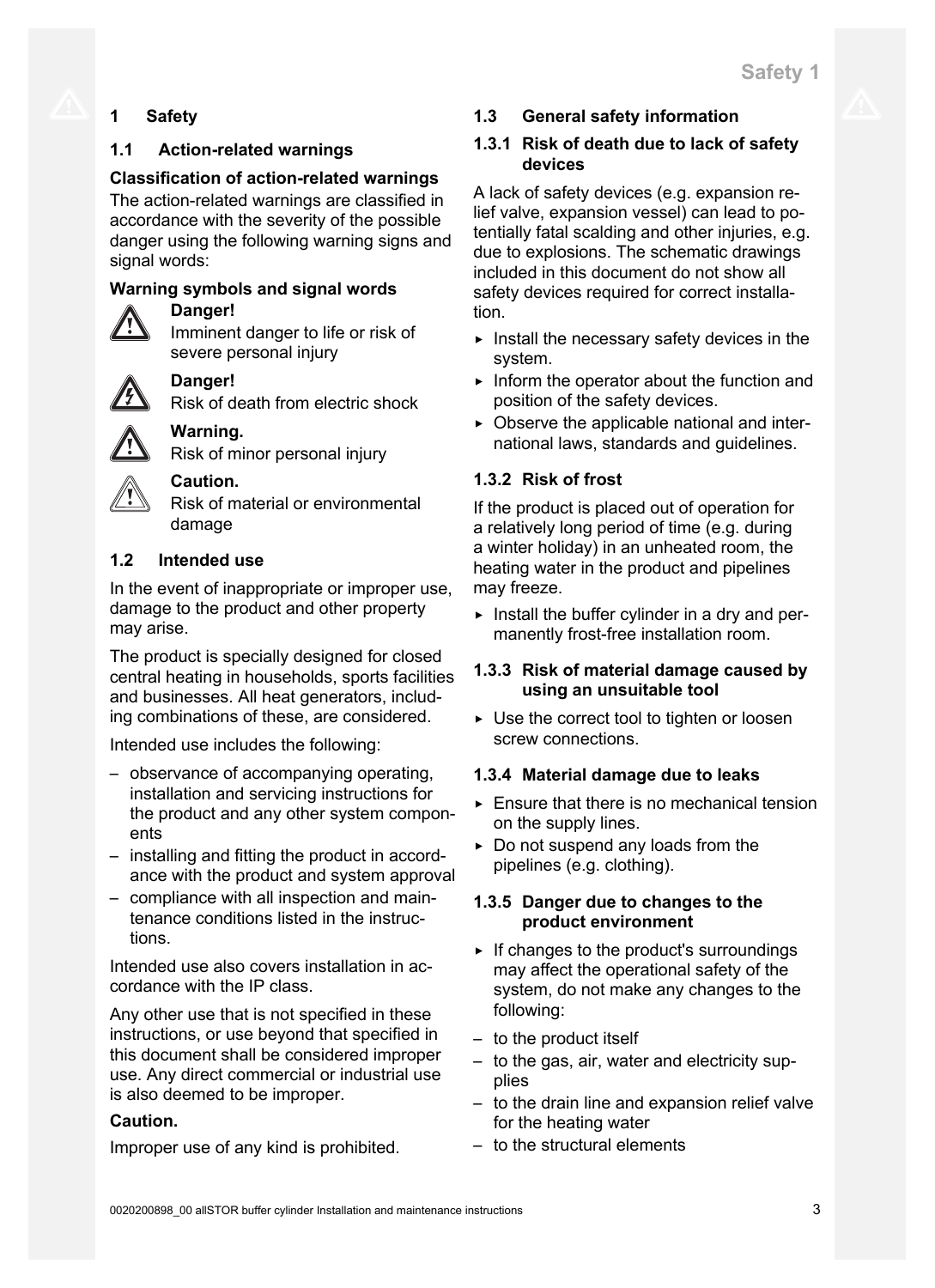# 1 Safety

## 1.1 Action-related warnings

**Classification of action-related warnings**

The action-related warnings are classified in accordance with the severity of the possible danger using the following warning signs and signal words:

**Warning symbols and signal words**

**Danger!**
Imminent danger to life or risk of severe personal injury

**Danger!**
Risk of death from electric shock

**Warning.**
Risk of minor personal injury

**Caution.**
Risk of material or environmental damage

## 1.2 Intended use

In the event of inappropriate or improper use, damage to the product and other property may arise.

The product is specially designed for closed central heating in households, sports facilities and businesses. All heat generators, including combinations of these, are considered.

Intended use includes the following:

- observance of accompanying operating, installation and servicing instructions for the product and any other system components
- installing and fitting the product in accordance with the product and system approval
- compliance with all inspection and maintenance conditions listed in the instructions.

Intended use also covers installation in accordance with the IP class.

Any other use that is not specified in these instructions, or use beyond that specified in this document shall be considered improper use. Any direct commercial or industrial use is also deemed to be improper.

**Caution.**

Improper use of any kind is prohibited.

## 1.3 General safety information

### 1.3.1 Risk of death due to lack of safety devices

A lack of safety devices (e.g. expansion relief valve, expansion vessel) can lead to potentially fatal scalding and other injuries, e.g. due to explosions. The schematic drawings included in this document do not show all safety devices required for correct installation.

- ▸ Install the necessary safety devices in the system.
- ▸ Inform the operator about the function and position of the safety devices.
- ▸ Observe the applicable national and international laws, standards and guidelines.

### 1.3.2 Risk of frost

If the product is placed out of operation for a relatively long period of time (e.g. during a winter holiday) in an unheated room, the heating water in the product and pipelines may freeze.

- ▸ Install the buffer cylinder in a dry and permanently frost-free installation room.

### 1.3.3 Risk of material damage caused by using an unsuitable tool

- ▸ Use the correct tool to tighten or loosen screw connections.

### 1.3.4 Material damage due to leaks

- ▸ Ensure that there is no mechanical tension on the supply lines.
- ▸ Do not suspend any loads from the pipelines (e.g. clothing).

### 1.3.5 Danger due to changes to the product environment

- ▸ If changes to the product's surroundings may affect the operational safety of the system, do not make any changes to the following:

- to the product itself
- to the gas, air, water and electricity supplies
- to the drain line and expansion relief valve for the heating water
- to the structural elements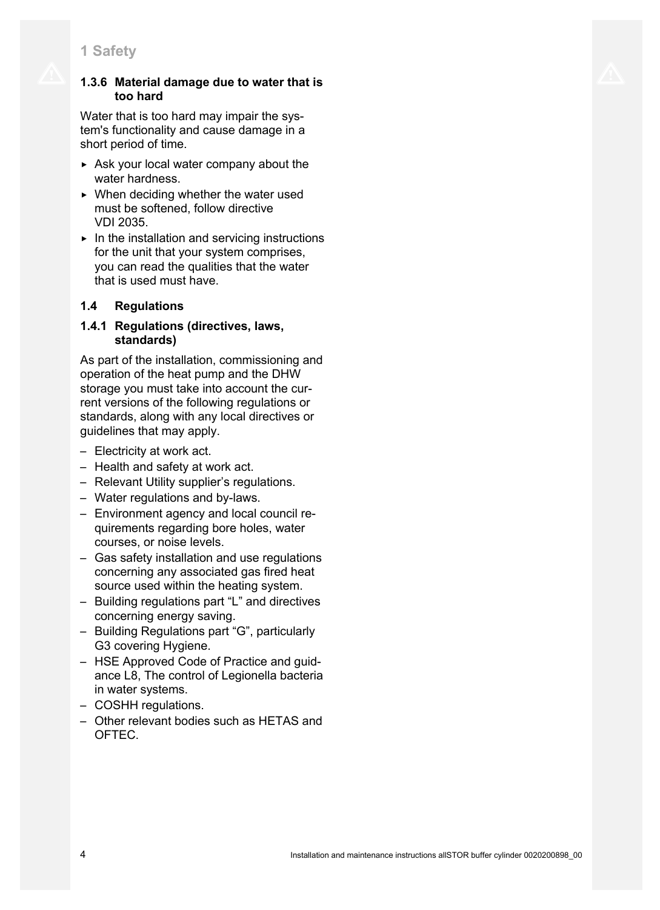### 1.3.6 Material damage due to water that is too hard

Water that is too hard may impair the system's functionality and cause damage in a short period of time.

- ▸ Ask your local water company about the water hardness.
- ▸ When deciding whether the water used must be softened, follow directive VDI 2035.
- ▸ In the installation and servicing instructions for the unit that your system comprises, you can read the qualities that the water that is used must have.

## 1.4 Regulations

### 1.4.1 Regulations (directives, laws, standards)

As part of the installation, commissioning and operation of the heat pump and the DHW storage you must take into account the current versions of the following regulations or standards, along with any local directives or guidelines that may apply.

- Electricity at work act.
- Health and safety at work act.
- Relevant Utility supplier's regulations.
- Water regulations and by-laws.
- Environment agency and local council requirements regarding bore holes, water courses, or noise levels.
- Gas safety installation and use regulations concerning any associated gas fired heat source used within the heating system.
- Building regulations part "L" and directives concerning energy saving.
- Building Regulations part "G", particularly G3 covering Hygiene.
- HSE Approved Code of Practice and guidance L8, The control of Legionella bacteria in water systems.
- COSHH regulations.
- Other relevant bodies such as HETAS and OFTEC.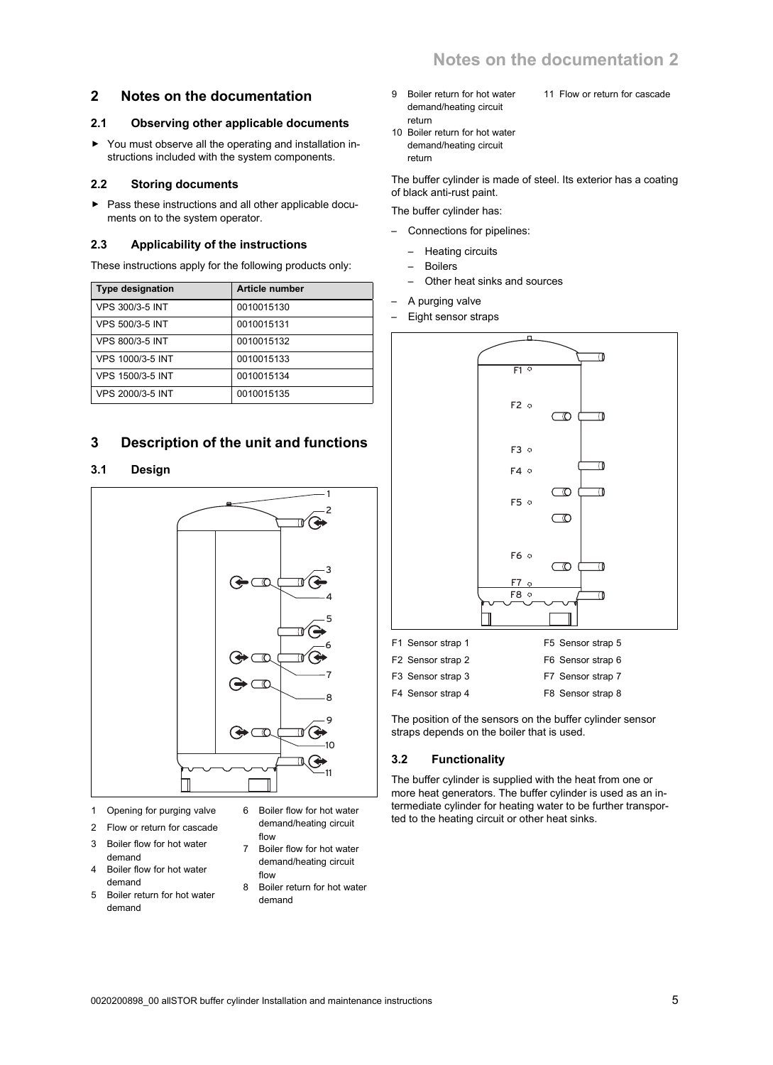## 2 Notes on the documentation

### 2.1 Observing other applicable documents

- You must observe all the operating and installation instructions included with the system components.

### 2.2 Storing documents

- Pass these instructions and all other applicable documents on to the system operator.

### 2.3 Applicability of the instructions

These instructions apply for the following products only:

| Type designation | Article number |
| --- | --- |
| VPS 300/3-5 INT | 0010015130 |
| VPS 500/3-5 INT | 0010015131 |
| VPS 800/3-5 INT | 0010015132 |
| VPS 1000/3-5 INT | 0010015133 |
| VPS 1500/3-5 INT | 0010015134 |
| VPS 2000/3-5 INT | 0010015135 |

## 3 Description of the unit and functions

### 3.1 Design

1 Opening for purging valve
2 Flow or return for cascade
3 Boiler flow for hot water demand
4 Boiler flow for hot water demand
5 Boiler return for hot water demand
6 Boiler flow for hot water demand/heating circuit flow
7 Boiler flow for hot water demand/heating circuit flow
8 Boiler return for hot water demand
9 Boiler return for hot water demand/heating circuit return
10 Boiler return for hot water demand/heating circuit return
11 Flow or return for cascade

The buffer cylinder is made of steel. Its exterior has a coating of black anti-rust paint.

The buffer cylinder has:

- Connections for pipelines:
  - Heating circuits
  - Boilers
  - Other heat sinks and sources
- A purging valve
- Eight sensor straps

F1 Sensor strap 1
F2 Sensor strap 2
F3 Sensor strap 3
F4 Sensor strap 4
F5 Sensor strap 5
F6 Sensor strap 6
F7 Sensor strap 7
F8 Sensor strap 8

The position of the sensors on the buffer cylinder sensor straps depends on the boiler that is used.

### 3.2 Functionality

The buffer cylinder is supplied with the heat from one or more heat generators. The buffer cylinder is used as an intermediate cylinder for heating water to be further transported to the heating circuit or other heat sinks.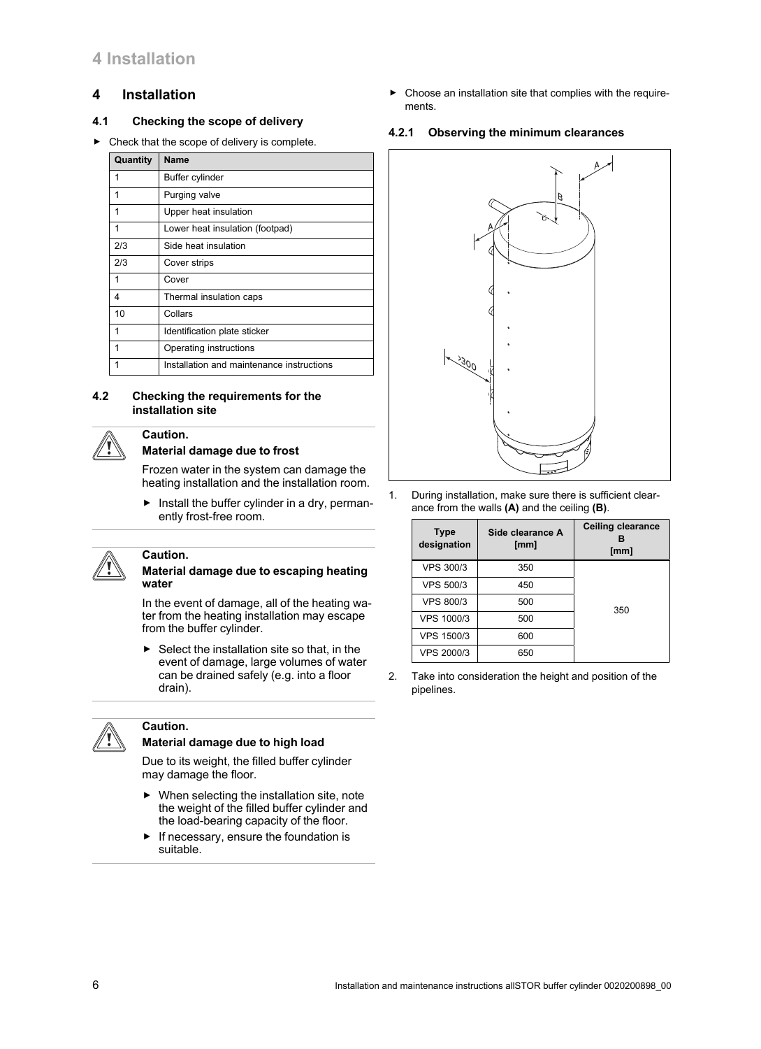# 4 Installation

## 4.1 Checking the scope of delivery

► Check that the scope of delivery is complete.

| Quantity | Name |
|---|---|
| 1 | Buffer cylinder |
| 1 | Purging valve |
| 1 | Upper heat insulation |
| 1 | Lower heat insulation (footpad) |
| 2/3 | Side heat insulation |
| 2/3 | Cover strips |
| 1 | Cover |
| 4 | Thermal insulation caps |
| 10 | Collars |
| 1 | Identification plate sticker |
| 1 | Operating instructions |
| 1 | Installation and maintenance instructions |

## 4.2 Checking the requirements for the installation site

**Caution.**
**Material damage due to frost**

Frozen water in the system can damage the heating installation and the installation room.

► Install the buffer cylinder in a dry, permanently frost-free room.

**Caution.**
**Material damage due to escaping heating water**

In the event of damage, all of the heating water from the heating installation may escape from the buffer cylinder.

► Select the installation site so that, in the event of damage, large volumes of water can be drained safely (e.g. into a floor drain).

**Caution.**
**Material damage due to high load**

Due to its weight, the filled buffer cylinder may damage the floor.

► When selecting the installation site, note the weight of the filled buffer cylinder and the load-bearing capacity of the floor.

► If necessary, ensure the foundation is suitable.

► Choose an installation site that complies with the requirements.

### 4.2.1 Observing the minimum clearances

1. During installation, make sure there is sufficient clearance from the walls **(A)** and the ceiling **(B)**.

| Type designation | Side clearance A [mm] | Ceiling clearance B [mm] |
|---|---|---|
| VPS 300/3 | 350 | 350 |
| VPS 500/3 | 450 | |
| VPS 800/3 | 500 | |
| VPS 1000/3 | 500 | |
| VPS 1500/3 | 600 | |
| VPS 2000/3 | 650 | |

2. Take into consideration the height and position of the pipelines.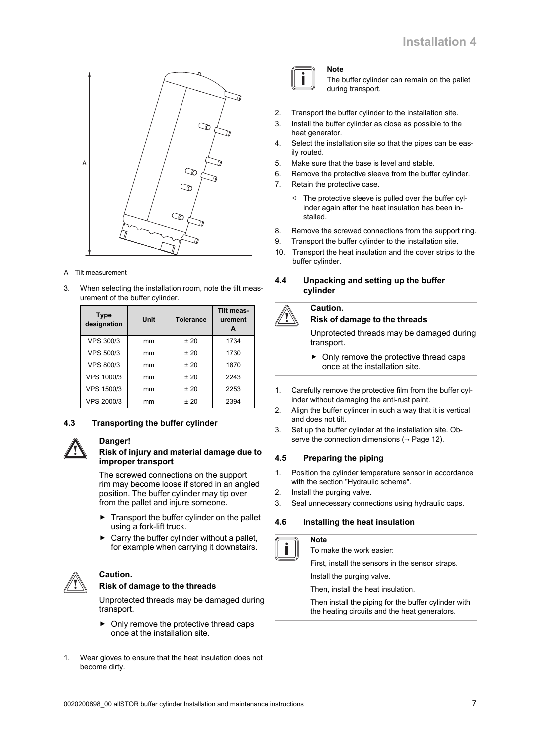A Tilt measurement

3. When selecting the installation room, note the tilt measurement of the buffer cylinder.

| Type designation | Unit | Tolerance | Tilt measurement A |
|---|---|---|---|
| VPS 300/3 | mm | ± 20 | 1734 |
| VPS 500/3 | mm | ± 20 | 1730 |
| VPS 800/3 | mm | ± 20 | 1870 |
| VPS 1000/3 | mm | ± 20 | 2243 |
| VPS 1500/3 | mm | ± 20 | 2253 |
| VPS 2000/3 | mm | ± 20 | 2394 |

### 4.3 Transporting the buffer cylinder

**Danger!**
**Risk of injury and material damage due to improper transport**

The screwed connections on the support rim may become loose if stored in an angled position. The buffer cylinder may tip over from the pallet and injure someone.

- Transport the buffer cylinder on the pallet using a fork-lift truck.
- Carry the buffer cylinder without a pallet, for example when carrying it downstairs.

**Caution.**
**Risk of damage to the threads**

Unprotected threads may be damaged during transport.

- Only remove the protective thread caps once at the installation site.

1. Wear gloves to ensure that the heat insulation does not become dirty.

**Note**
The buffer cylinder can remain on the pallet during transport.

2. Transport the buffer cylinder to the installation site.
3. Install the buffer cylinder as close as possible to the heat generator.
4. Select the installation site so that the pipes can be easily routed.
5. Make sure that the base is level and stable.
6. Remove the protective sleeve from the buffer cylinder.
7. Retain the protective case.
   - ◁ The protective sleeve is pulled over the buffer cylinder again after the heat insulation has been installed.
8. Remove the screwed connections from the support ring.
9. Transport the buffer cylinder to the installation site.
10. Transport the heat insulation and the cover strips to the buffer cylinder.

### 4.4 Unpacking and setting up the buffer cylinder

**Caution.**
**Risk of damage to the threads**

Unprotected threads may be damaged during transport.

- Only remove the protective thread caps once at the installation site.

1. Carefully remove the protective film from the buffer cylinder without damaging the anti-rust paint.
2. Align the buffer cylinder in such a way that it is vertical and does not tilt.
3. Set up the buffer cylinder at the installation site. Observe the connection dimensions (→ Page 12).

### 4.5 Preparing the piping

1. Position the cylinder temperature sensor in accordance with the section "Hydraulic scheme".
2. Install the purging valve.
3. Seal unnecessary connections using hydraulic caps.

### 4.6 Installing the heat insulation

**Note**
To make the work easier:

First, install the sensors in the sensor straps.

Install the purging valve.

Then, install the heat insulation.

Then install the piping for the buffer cylinder with the heating circuits and the heat generators.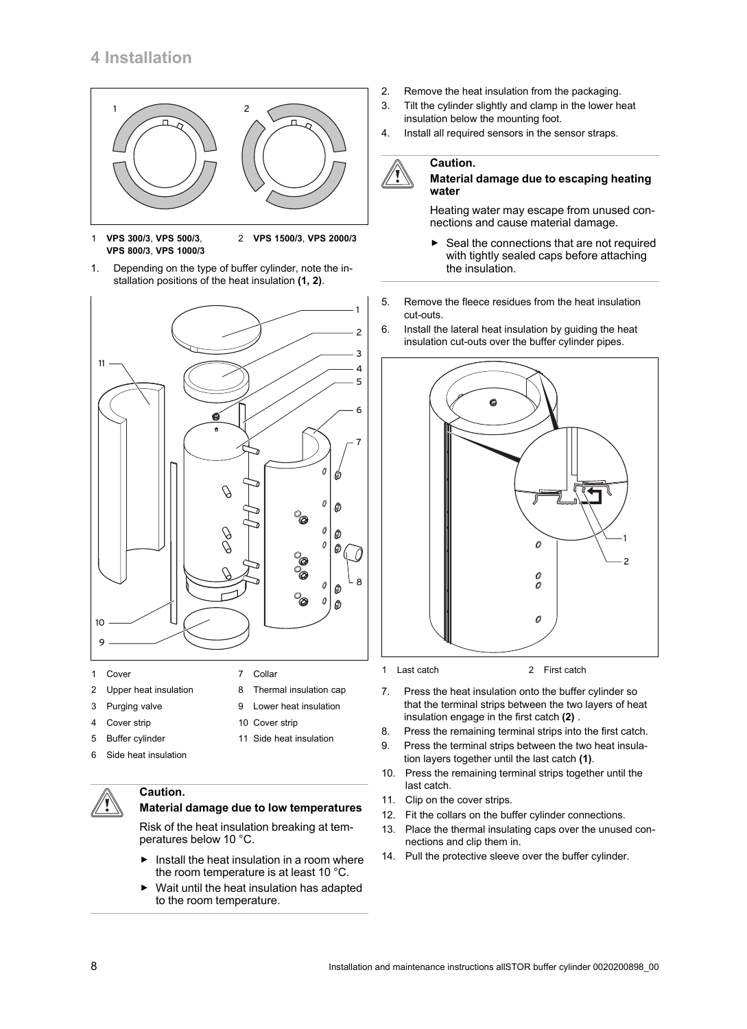# 4 Installation

1 **VPS 300/3**, **VPS 500/3**, **VPS 800/3**, **VPS 1000/3**

2 **VPS 1500/3**, **VPS 2000/3**

1. Depending on the type of buffer cylinder, note the installation positions of the heat insulation **(1, 2)**.

| | | | |
|---|---|---|---|
| 1 | Cover | 7 | Collar |
| 2 | Upper heat insulation | 8 | Thermal insulation cap |
| 3 | Purging valve | 9 | Lower heat insulation |
| 4 | Cover strip | 10 | Cover strip |
| 5 | Buffer cylinder | 11 | Side heat insulation |
| 6 | Side heat insulation | | |

**Caution.**

**Material damage due to low temperatures**

Risk of the heat insulation breaking at temperatures below 10 °C.

- Install the heat insulation in a room where the room temperature is at least 10 °C.
- Wait until the heat insulation has adapted to the room temperature.

2. Remove the heat insulation from the packaging.
3. Tilt the cylinder slightly and clamp in the lower heat insulation below the mounting foot.
4. Install all required sensors in the sensor straps.

**Caution.**

**Material damage due to escaping heating water**

Heating water may escape from unused connections and cause material damage.

- Seal the connections that are not required with tightly sealed caps before attaching the insulation.

5. Remove the fleece residues from the heat insulation cut-outs.
6. Install the lateral heat insulation by guiding the heat insulation cut-outs over the buffer cylinder pipes.

1 Last catch

2 First catch

7. Press the heat insulation onto the buffer cylinder so that the terminal strips between the two layers of heat insulation engage in the first catch **(2)** .
8. Press the remaining terminal strips into the first catch.
9. Press the terminal strips between the two heat insulation layers together until the last catch **(1)**.
10. Press the remaining terminal strips together until the last catch.
11. Clip on the cover strips.
12. Fit the collars on the buffer cylinder connections.
13. Place the thermal insulating caps over the unused connections and clip them in.
14. Pull the protective sleeve over the buffer cylinder.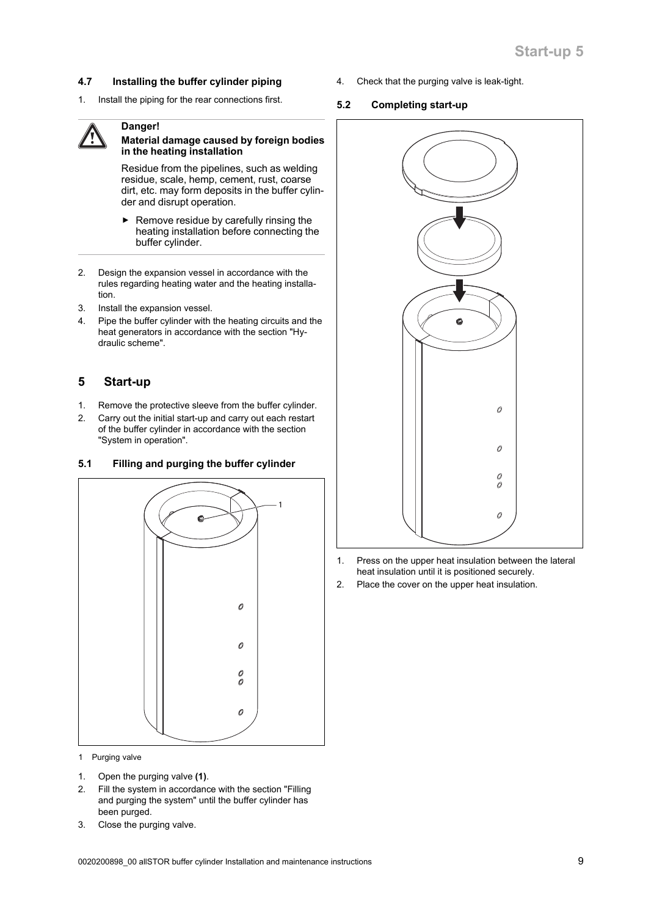### 4.7 Installing the buffer cylinder piping

1. Install the piping for the rear connections first.

**Danger!**
**Material damage caused by foreign bodies in the heating installation**

Residue from the pipelines, such as welding residue, scale, hemp, cement, rust, coarse dirt, etc. may form deposits in the buffer cylinder and disrupt operation.

- Remove residue by carefully rinsing the heating installation before connecting the buffer cylinder.

2. Design the expansion vessel in accordance with the rules regarding heating water and the heating installation.
3. Install the expansion vessel.
4. Pipe the buffer cylinder with the heating circuits and the heat generators in accordance with the section "Hydraulic scheme".

## 5 Start-up

1. Remove the protective sleeve from the buffer cylinder.
2. Carry out the initial start-up and carry out each restart of the buffer cylinder in accordance with the section "System in operation".

### 5.1 Filling and purging the buffer cylinder

1 Purging valve

1. Open the purging valve **(1)**.
2. Fill the system in accordance with the section "Filling and purging the system" until the buffer cylinder has been purged.
3. Close the purging valve.
4. Check that the purging valve is leak-tight.

### 5.2 Completing start-up

1. Press on the upper heat insulation between the lateral heat insulation until it is positioned securely.
2. Place the cover on the upper heat insulation.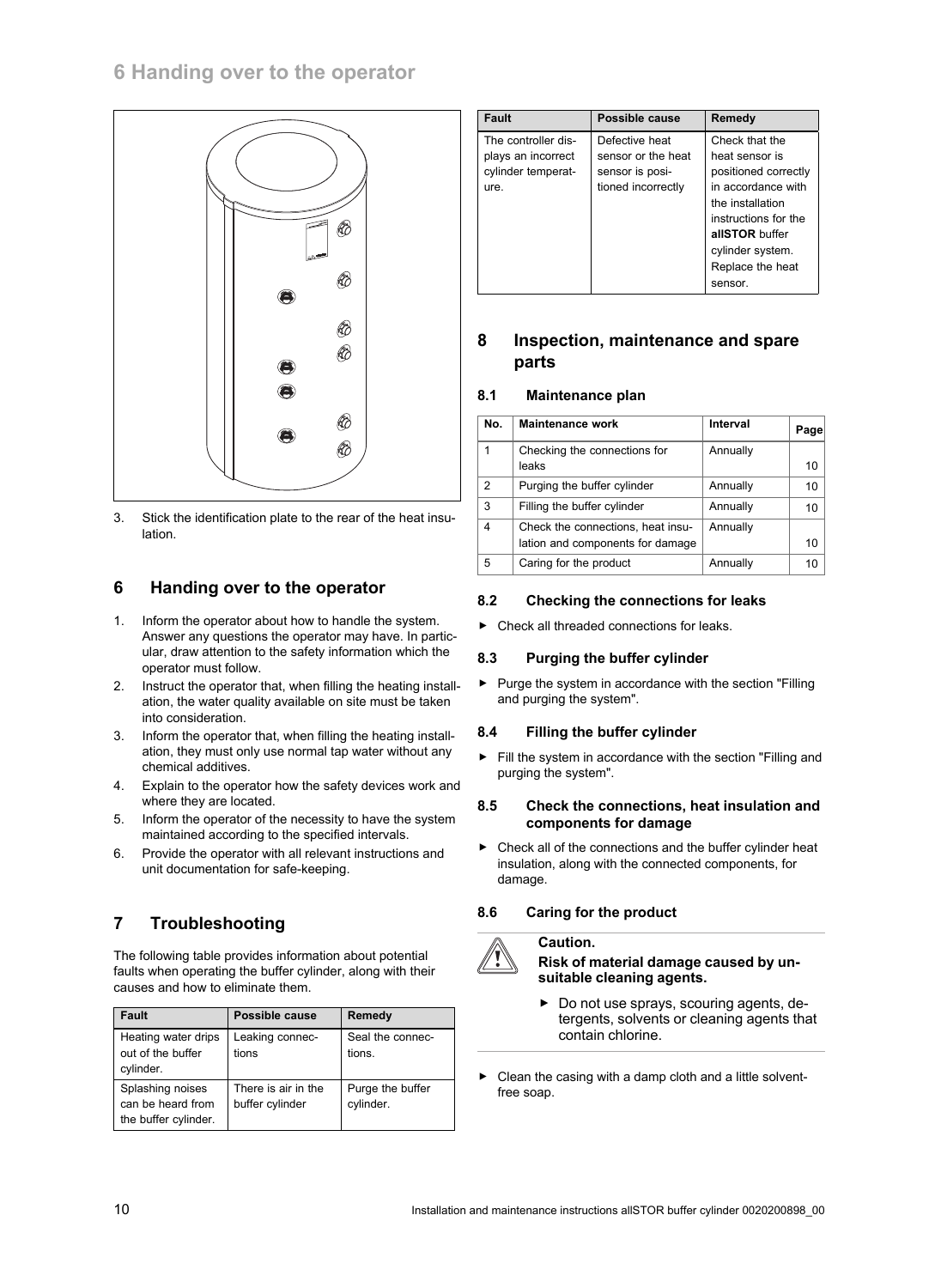3. Stick the identification plate to the rear of the heat insulation.

## 6 Handing over to the operator

1. Inform the operator about how to handle the system. Answer any questions the operator may have. In particular, draw attention to the safety information which the operator must follow.
2. Instruct the operator that, when filling the heating installation, the water quality available on site must be taken into consideration.
3. Inform the operator that, when filling the heating installation, they must only use normal tap water without any chemical additives.
4. Explain to the operator how the safety devices work and where they are located.
5. Inform the operator of the necessity to have the system maintained according to the specified intervals.
6. Provide the operator with all relevant instructions and unit documentation for safe-keeping.

## 7 Troubleshooting

The following table provides information about potential faults when operating the buffer cylinder, along with their causes and how to eliminate them.

| Fault | Possible cause | Remedy |
|---|---|---|
| Heating water drips out of the buffer cylinder. | Leaking connections | Seal the connections. |
| Splashing noises can be heard from the buffer cylinder. | There is air in the buffer cylinder | Purge the buffer cylinder. |
| The controller displays an incorrect cylinder temperature. | Defective heat sensor or the heat sensor is positioned incorrectly | Check that the heat sensor is positioned correctly in accordance with the installation instructions for the **allSTOR** buffer cylinder system. Replace the heat sensor. |

## 8 Inspection, maintenance and spare parts

### 8.1 Maintenance plan

| No. | Maintenance work | Interval | Page |
|---|---|---|---|
| 1 | Checking the connections for leaks | Annually | 10 |
| 2 | Purging the buffer cylinder | Annually | 10 |
| 3 | Filling the buffer cylinder | Annually | 10 |
| 4 | Check the connections, heat insulation and components for damage | Annually | 10 |
| 5 | Caring for the product | Annually | 10 |

### 8.2 Checking the connections for leaks

- Check all threaded connections for leaks.

### 8.3 Purging the buffer cylinder

- Purge the system in accordance with the section "Filling and purging the system".

### 8.4 Filling the buffer cylinder

- Fill the system in accordance with the section "Filling and purging the system".

### 8.5 Check the connections, heat insulation and components for damage

- Check all of the connections and the buffer cylinder heat insulation, along with the connected components, for damage.

### 8.6 Caring for the product

**Caution.**
**Risk of material damage caused by unsuitable cleaning agents.**

- Do not use sprays, scouring agents, detergents, solvents or cleaning agents that contain chlorine.

- Clean the casing with a damp cloth and a little solvent-free soap.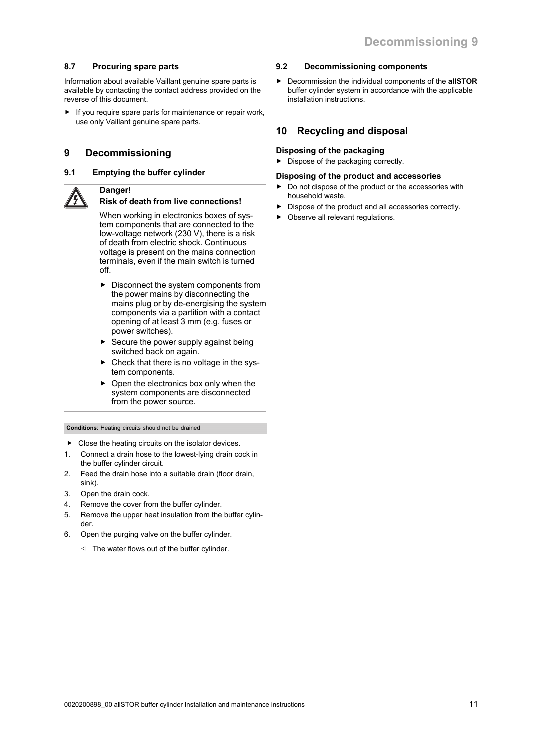### 8.7 Procuring spare parts

Information about available Vaillant genuine spare parts is available by contacting the contact address provided on the reverse of this document.

- ► If you require spare parts for maintenance or repair work, use only Vaillant genuine spare parts.

## 9 Decommissioning

### 9.1 Emptying the buffer cylinder

**Danger!**
**Risk of death from live connections!**

When working in electronics boxes of system components that are connected to the low-voltage network (230 V), there is a risk of death from electric shock. Continuous voltage is present on the mains connection terminals, even if the main switch is turned off.

- ► Disconnect the system components from the power mains by disconnecting the mains plug or by de-energising the system components via a partition with a contact opening of at least 3 mm (e.g. fuses or power switches).
- ► Secure the power supply against being switched back on again.
- ► Check that there is no voltage in the system components.
- ► Open the electronics box only when the system components are disconnected from the power source.

**Conditions**: Heating circuits should not be drained

- ► Close the heating circuits on the isolator devices.

1. Connect a drain hose to the lowest-lying drain cock in the buffer cylinder circuit.
2. Feed the drain hose into a suitable drain (floor drain, sink).
3. Open the drain cock.
4. Remove the cover from the buffer cylinder.
5. Remove the upper heat insulation from the buffer cylinder.
6. Open the purging valve on the buffer cylinder.
   - ◁ The water flows out of the buffer cylinder.

### 9.2 Decommissioning components

- ► Decommission the individual components of the **allSTOR** buffer cylinder system in accordance with the applicable installation instructions.

## 10 Recycling and disposal

**Disposing of the packaging**

- ► Dispose of the packaging correctly.

**Disposing of the product and accessories**

- ► Do not dispose of the product or the accessories with household waste.
- ► Dispose of the product and all accessories correctly.
- ► Observe all relevant regulations.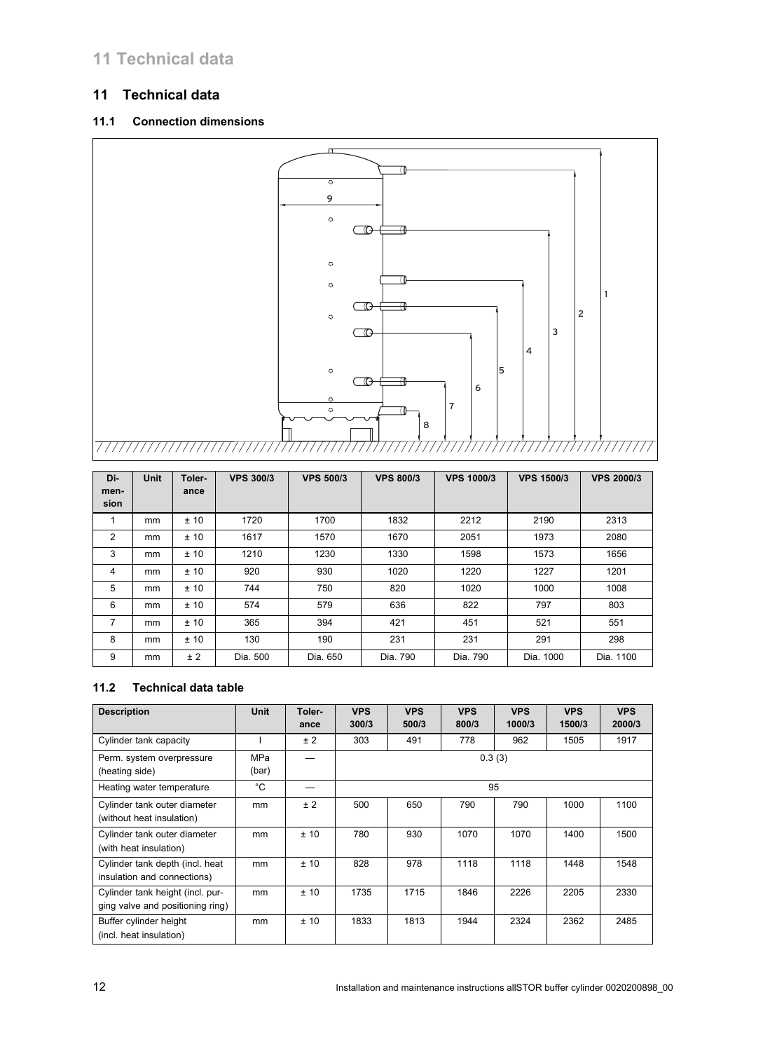## 11 Technical data

### 11.1 Connection dimensions

| Dimension | Unit | Tolerance | VPS 300/3 | VPS 500/3 | VPS 800/3 | VPS 1000/3 | VPS 1500/3 | VPS 2000/3 |
|---|---|---|---|---|---|---|---|---|
| 1 | mm | ± 10 | 1720 | 1700 | 1832 | 2212 | 2190 | 2313 |
| 2 | mm | ± 10 | 1617 | 1570 | 1670 | 2051 | 1973 | 2080 |
| 3 | mm | ± 10 | 1210 | 1230 | 1330 | 1598 | 1573 | 1656 |
| 4 | mm | ± 10 | 920 | 930 | 1020 | 1220 | 1227 | 1201 |
| 5 | mm | ± 10 | 744 | 750 | 820 | 1020 | 1000 | 1008 |
| 6 | mm | ± 10 | 574 | 579 | 636 | 822 | 797 | 803 |
| 7 | mm | ± 10 | 365 | 394 | 421 | 451 | 521 | 551 |
| 8 | mm | ± 10 | 130 | 190 | 231 | 231 | 291 | 298 |
| 9 | mm | ± 2 | Dia. 500 | Dia. 650 | Dia. 790 | Dia. 790 | Dia. 1000 | Dia. 1100 |

### 11.2 Technical data table

| Description | Unit | Tolerance | VPS 300/3 | VPS 500/3 | VPS 800/3 | VPS 1000/3 | VPS 1500/3 | VPS 2000/3 |
|---|---|---|---|---|---|---|---|---|
| Cylinder tank capacity | l | ± 2 | 303 | 491 | 778 | 962 | 1505 | 1917 |
| Perm. system overpressure (heating side) | MPa (bar) | — | 0.3 (3) | | | | | |
| Heating water temperature | °C | — | 95 | | | | | |
| Cylinder tank outer diameter (without heat insulation) | mm | ± 2 | 500 | 650 | 790 | 790 | 1000 | 1100 |
| Cylinder tank outer diameter (with heat insulation) | mm | ± 10 | 780 | 930 | 1070 | 1070 | 1400 | 1500 |
| Cylinder tank depth (incl. heat insulation and connections) | mm | ± 10 | 828 | 978 | 1118 | 1118 | 1448 | 1548 |
| Cylinder tank height (incl. purging valve and positioning ring) | mm | ± 10 | 1735 | 1715 | 1846 | 2226 | 2205 | 2330 |
| Buffer cylinder height (incl. heat insulation) | mm | ± 10 | 1833 | 1813 | 1944 | 2324 | 2362 | 2485 |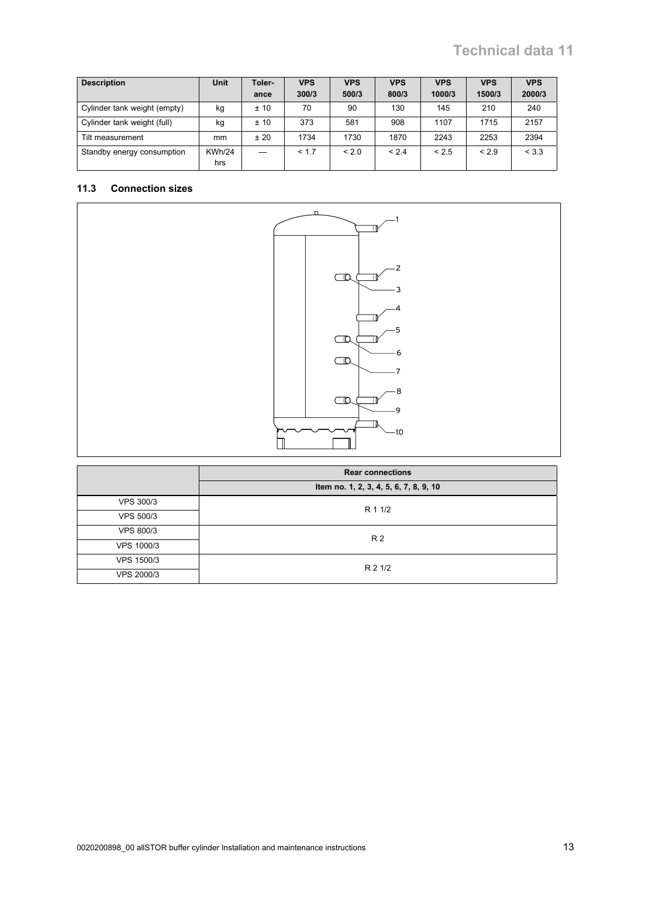| Description | Unit | Toler-ance | VPS 300/3 | VPS 500/3 | VPS 800/3 | VPS 1000/3 | VPS 1500/3 | VPS 2000/3 |
|---|---|---|---|---|---|---|---|---|
| Cylinder tank weight (empty) | kg | ± 10 | 70 | 90 | 130 | 145 | 210 | 240 |
| Cylinder tank weight (full) | kg | ± 10 | 373 | 581 | 908 | 1107 | 1715 | 2157 |
| Tilt measurement | mm | ± 20 | 1734 | 1730 | 1870 | 2243 | 2253 | 2394 |
| Standby energy consumption | KWh/24 hrs | — | < 1.7 | < 2.0 | < 2.4 | < 2.5 | < 2.9 | < 3.3 |

## 11.3 Connection sizes

|  | Rear connections |
|---|---|
|  | Item no. 1, 2, 3, 4, 5, 6, 7, 8, 9, 10 |
| VPS 300/3 | R 1 1/2 |
| VPS 500/3 | R 1 1/2 |
| VPS 800/3 | R 2 |
| VPS 1000/3 | R 2 |
| VPS 1500/3 | R 2 1/2 |
| VPS 2000/3 | R 2 1/2 |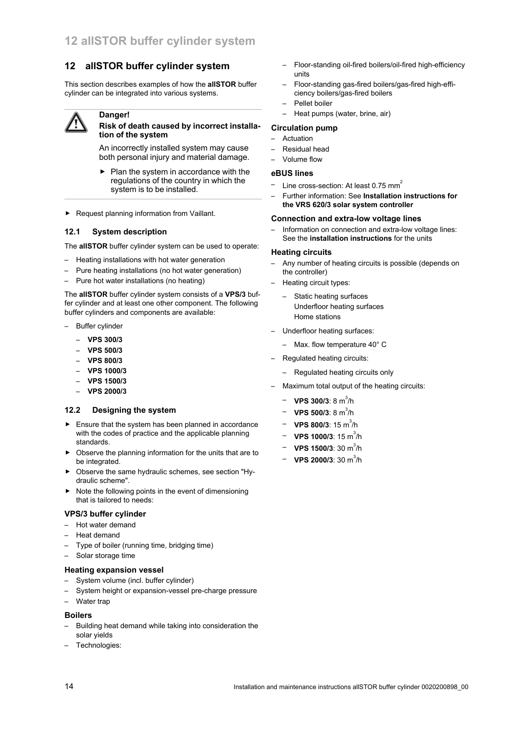## 12 allSTOR buffer cylinder system

This section describes examples of how the **allSTOR** buffer cylinder can be integrated into various systems.

> **Danger!**
> **Risk of death caused by incorrect installation of the system**
>
> An incorrectly installed system may cause both personal injury and material damage.
>
> ► Plan the system in accordance with the regulations of the country in which the system is to be installed.

► Request planning information from Vaillant.

### 12.1 System description

The **allSTOR** buffer cylinder system can be used to operate:

- Heating installations with hot water generation
- Pure heating installations (no hot water generation)
- Pure hot water installations (no heating)

The **allSTOR** buffer cylinder system consists of a **VPS/3** buffer cylinder and at least one other component. The following buffer cylinders and components are available:

- Buffer cylinder
  - **VPS 300/3**
  - **VPS 500/3**
  - **VPS 800/3**
  - **VPS 1000/3**
  - **VPS 1500/3**
  - **VPS 2000/3**

### 12.2 Designing the system

► Ensure that the system has been planned in accordance with the codes of practice and the applicable planning standards.

► Observe the planning information for the units that are to be integrated.

► Observe the same hydraulic schemes, see section "Hydraulic scheme".

► Note the following points in the event of dimensioning that is tailored to needs:

#### VPS/3 buffer cylinder

- Hot water demand
- Heat demand
- Type of boiler (running time, bridging time)
- Solar storage time

#### Heating expansion vessel

- System volume (incl. buffer cylinder)
- System height or expansion-vessel pre-charge pressure
- Water trap

#### Boilers

- Building heat demand while taking into consideration the solar yields
- Technologies:
  - Floor-standing oil-fired boilers/oil-fired high-efficiency units
  - Floor-standing gas-fired boilers/gas-fired high-efficiency boilers/gas-fired boilers
  - Pellet boiler
  - Heat pumps (water, brine, air)

#### Circulation pump

- Actuation
- Residual head
- Volume flow

#### eBUS lines

- Line cross-section: At least 0.75 $mm^2$
- Further information: See **Installation instructions for the VRS 620/3 solar system controller**

#### Connection and extra-low voltage lines

- Information on connection and extra-low voltage lines: See the **installation instructions** for the units

#### Heating circuits

- Any number of heating circuits is possible (depends on the controller)
- Heating circuit types:
  - Static heating surfaces
    Underfloor heating surfaces
    Home stations
- Underfloor heating surfaces:
  - Max. flow temperature 40° C
- Regulated heating circuits:
  - Regulated heating circuits only
- Maximum total output of the heating circuits:
  - **VPS 300/3**: 8 $m^3$/h
  - **VPS 500/3**: 8 $m^3$/h
  - **VPS 800/3**: 15 $m^3$/h
  - **VPS 1000/3**: 15 $m^3$/h
  - **VPS 1500/3**: 30 $m^3$/h
  - **VPS 2000/3**: 30 $m^3$/h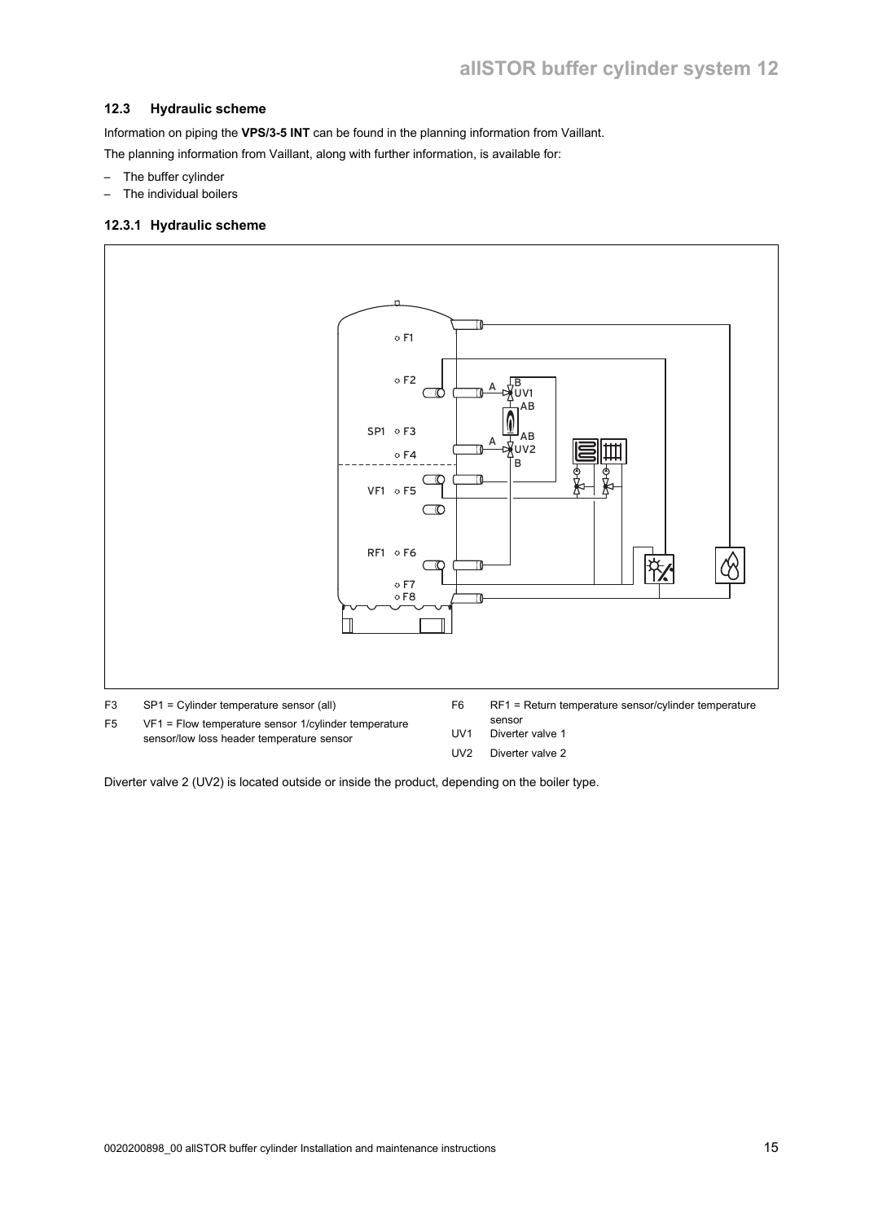## 12.3 Hydraulic scheme

Information on piping the **VPS/3-5 INT** can be found in the planning information from Vaillant.

The planning information from Vaillant, along with further information, is available for:

- The buffer cylinder
- The individual boilers

### 12.3.1 Hydraulic scheme

F3 SP1 = Cylinder temperature sensor (all)

F5 VF1 = Flow temperature sensor 1/cylinder temperature sensor/low loss header temperature sensor

F6 RF1 = Return temperature sensor/cylinder temperature sensor

UV1 Diverter valve 1

UV2 Diverter valve 2

Diverter valve 2 (UV2) is located outside or inside the product, depending on the boiler type.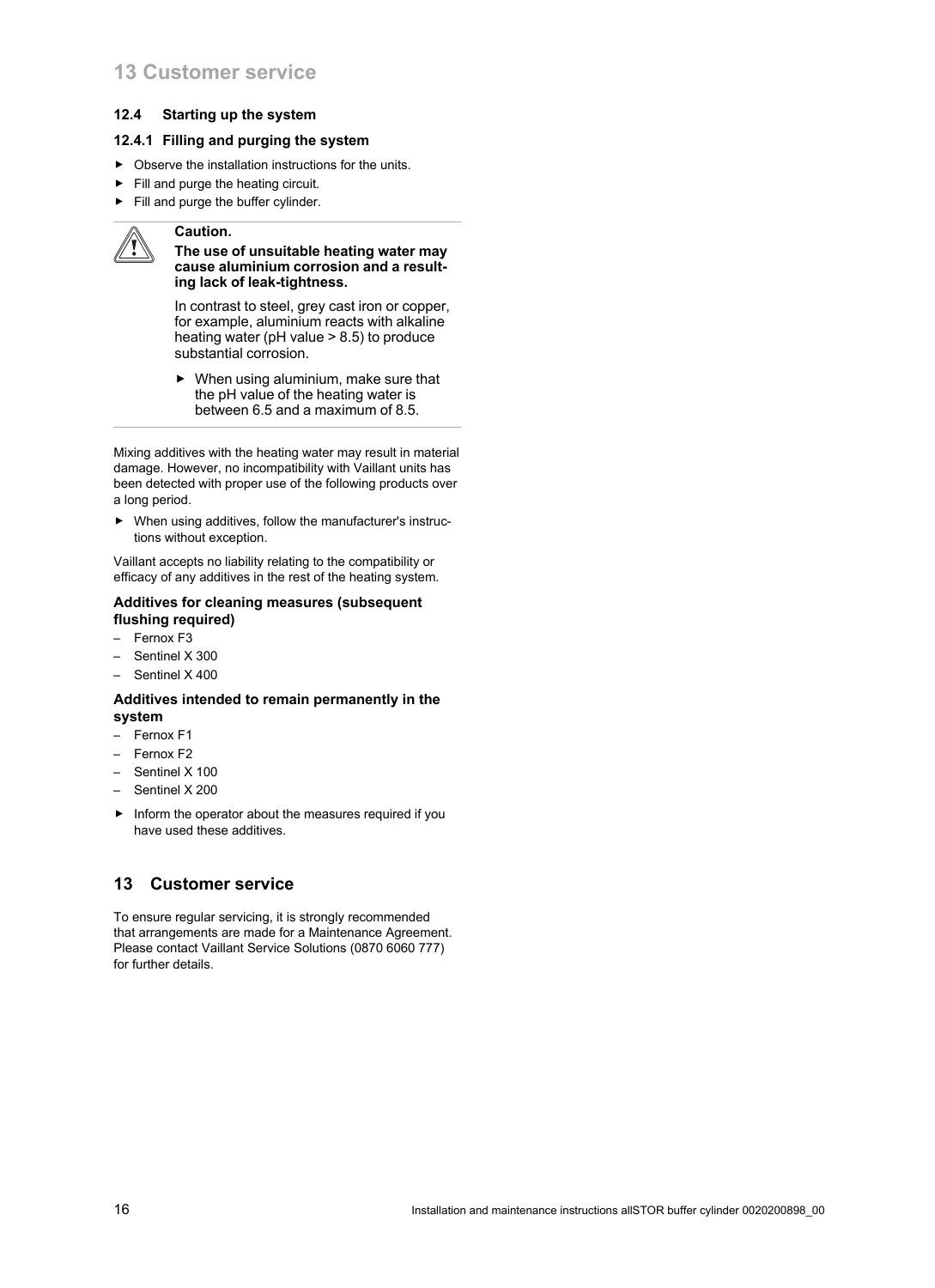### 12.4 Starting up the system

#### 12.4.1 Filling and purging the system

- Observe the installation instructions for the units.
- Fill and purge the heating circuit.
- Fill and purge the buffer cylinder.

> **Caution.**
>
> **The use of unsuitable heating water may cause aluminium corrosion and a resulting lack of leak-tightness.**
>
> In contrast to steel, grey cast iron or copper, for example, aluminium reacts with alkaline heating water (pH value > 8.5) to produce substantial corrosion.
>
> - When using aluminium, make sure that the pH value of the heating water is between 6.5 and a maximum of 8.5.

Mixing additives with the heating water may result in material damage. However, no incompatibility with Vaillant units has been detected with proper use of the following products over a long period.

- When using additives, follow the manufacturer's instructions without exception.

Vaillant accepts no liability relating to the compatibility or efficacy of any additives in the rest of the heating system.

**Additives for cleaning measures (subsequent flushing required)**

- Fernox F3
- Sentinel X 300
- Sentinel X 400

**Additives intended to remain permanently in the system**

- Fernox F1
- Fernox F2
- Sentinel X 100
- Sentinel X 200

- Inform the operator about the measures required if you have used these additives.

## 13 Customer service

To ensure regular servicing, it is strongly recommended that arrangements are made for a Maintenance Agreement. Please contact Vaillant Service Solutions (0870 6060 777) for further details.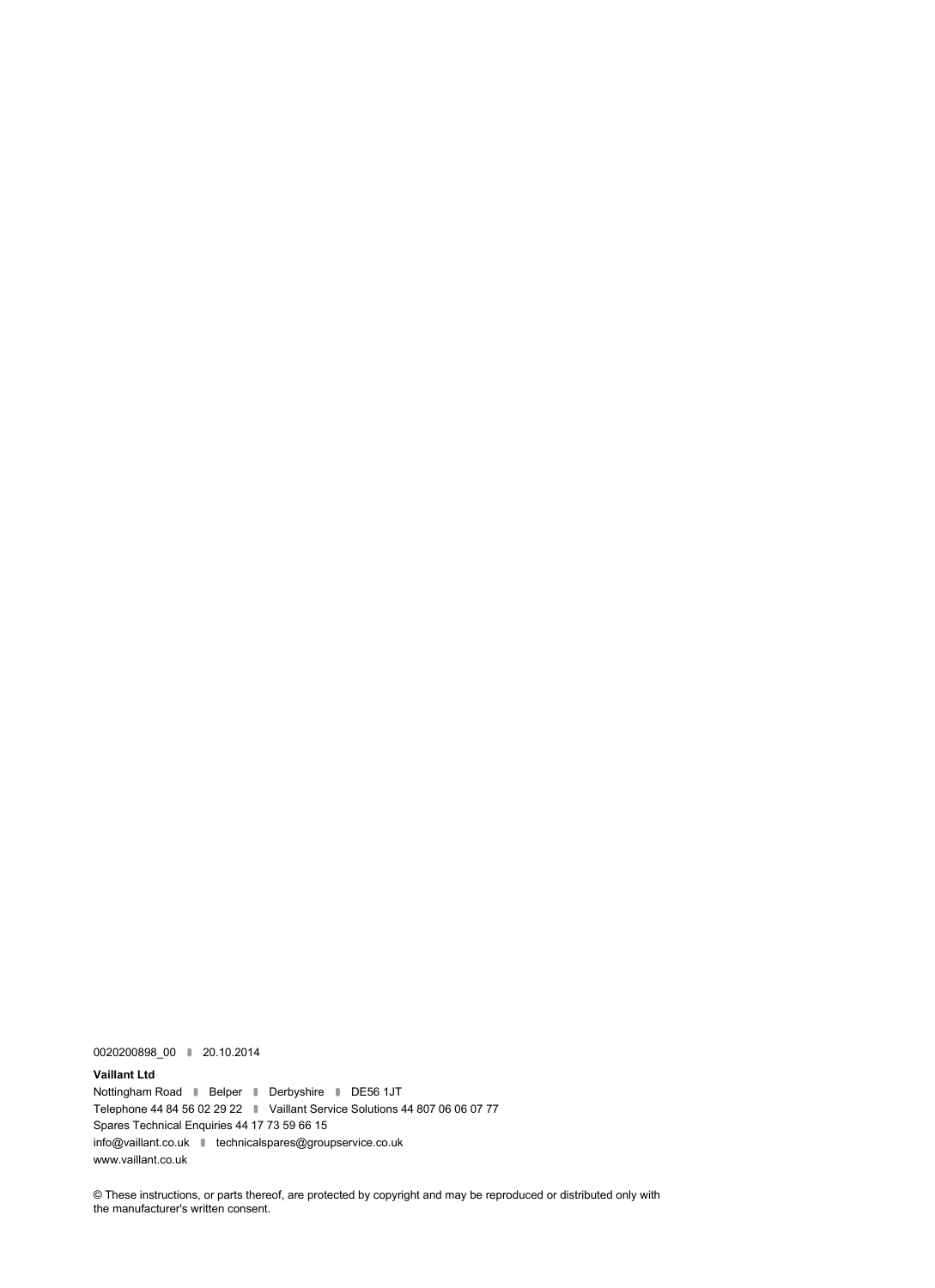0020200898_00 ▮ 20.10.2014

**Vaillant Ltd**

Nottingham Road ▮ Belper ▮ Derbyshire ▮ DE56 1JT

Telephone 44 84 56 02 29 22 ▮ Vaillant Service Solutions 44 807 06 06 07 77

Spares Technical Enquiries 44 17 73 59 66 15

info@vaillant.co.uk ▮ technicalspares@groupservice.co.uk

www.vaillant.co.uk

© These instructions, or parts thereof, are protected by copyright and may be reproduced or distributed only with the manufacturer's written consent.